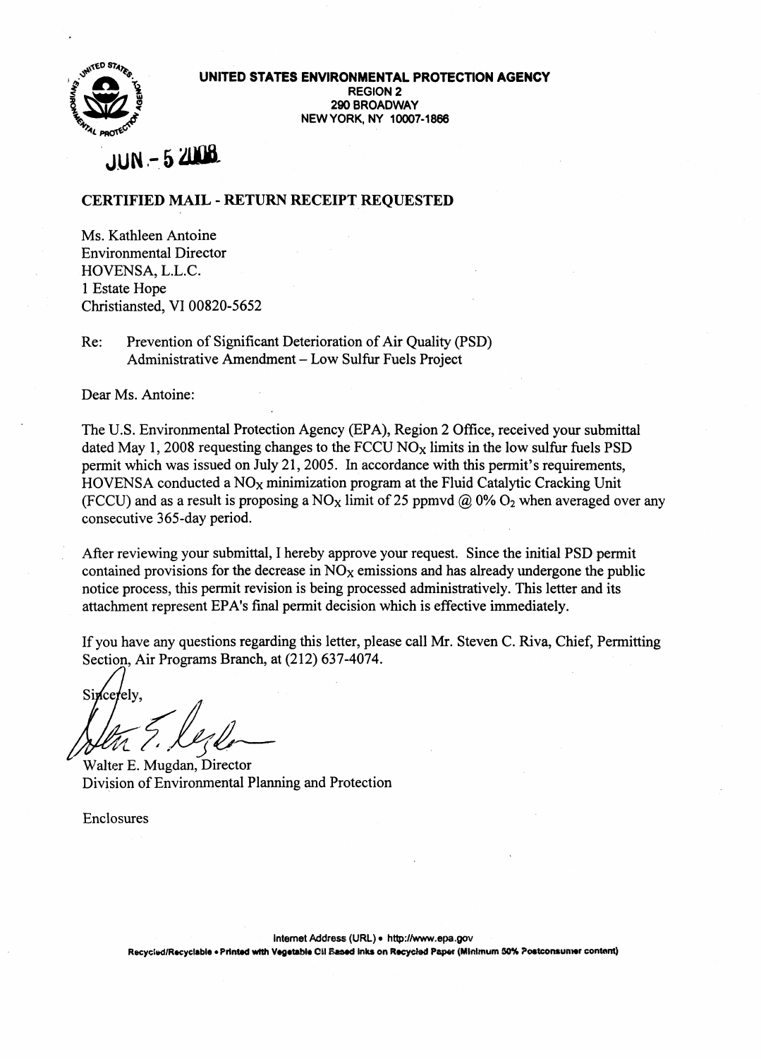**UNITED STATES ENVIRONMENTAL PROTECTION AGENCY**
**REGION 2**
**290 BROADWAY**
**NEW YORK, NY 10007-1866**

JUN - 5 2008

**CERTIFIED MAIL - RETURN RECEIPT REQUESTED**

Ms. Kathleen Antoine
Environmental Director
HOVENSA, L.L.C.
1 Estate Hope
Christiansted, VI 00820-5652

Re: Prevention of Significant Deterioration of Air Quality (PSD) Administrative Amendment – Low Sulfur Fuels Project

Dear Ms. Antoine:

The U.S. Environmental Protection Agency (EPA), Region 2 Office, received your submittal dated May 1, 2008 requesting changes to the FCCU $NO_X$ limits in the low sulfur fuels PSD permit which was issued on July 21, 2005. In accordance with this permit's requirements, HOVENSA conducted a $NO_X$ minimization program at the Fluid Catalytic Cracking Unit (FCCU) and as a result is proposing a $NO_X$ limit of 25 ppmvd @ 0% $O_2$ when averaged over any consecutive 365-day period.

After reviewing your submittal, I hereby approve your request. Since the initial PSD permit contained provisions for the decrease in $NO_X$ emissions and has already undergone the public notice process, this permit revision is being processed administratively. This letter and its attachment represent EPA's final permit decision which is effective immediately.

If you have any questions regarding this letter, please call Mr. Steven C. Riva, Chief, Permitting Section, Air Programs Branch, at (212) 637-4074.

Sincerely,

Walter E. Mugdan, Director
Division of Environmental Planning and Protection

Enclosures

Internet Address (URL) • http://www.epa.gov
Recycled/Recyclable • Printed with Vegetable Oil Based Inks on Recycled Paper (Minimum 50% Postconsumer content)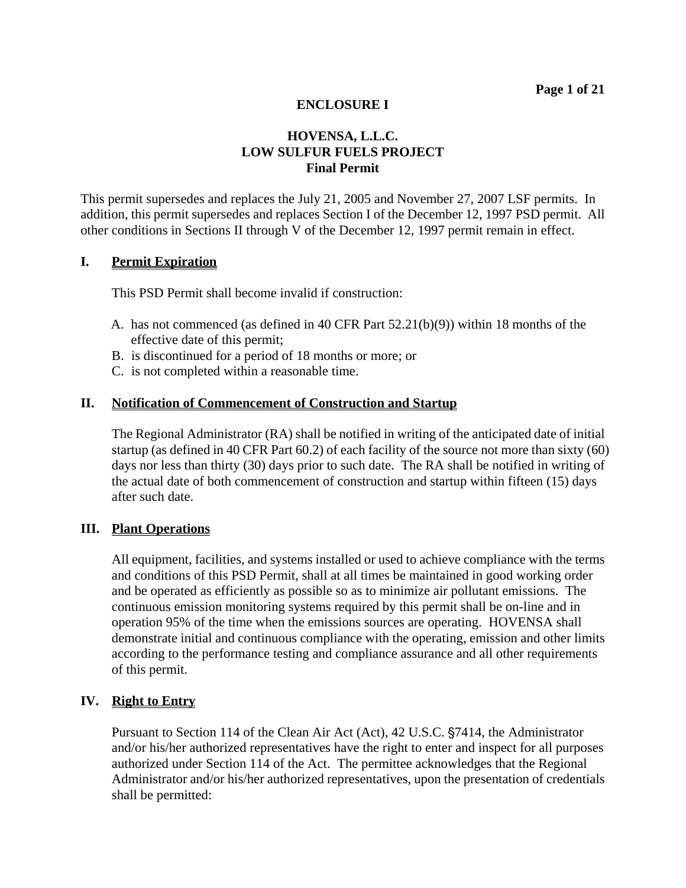**ENCLOSURE I**

**HOVENSA, L.L.C.**
**LOW SULFUR FUELS PROJECT**
**Final Permit**

This permit supersedes and replaces the July 21, 2005 and November 27, 2007 LSF permits. In addition, this permit supersedes and replaces Section I of the December 12, 1997 PSD permit. All other conditions in Sections II through V of the December 12, 1997 permit remain in effect.

## I. Permit Expiration

This PSD Permit shall become invalid if construction:

A. has not commenced (as defined in 40 CFR Part 52.21(b)(9)) within 18 months of the effective date of this permit;
B. is discontinued for a period of 18 months or more; or
C. is not completed within a reasonable time.

## II. Notification of Commencement of Construction and Startup

The Regional Administrator (RA) shall be notified in writing of the anticipated date of initial startup (as defined in 40 CFR Part 60.2) of each facility of the source not more than sixty (60) days nor less than thirty (30) days prior to such date. The RA shall be notified in writing of the actual date of both commencement of construction and startup within fifteen (15) days after such date.

## III. Plant Operations

All equipment, facilities, and systems installed or used to achieve compliance with the terms and conditions of this PSD Permit, shall at all times be maintained in good working order and be operated as efficiently as possible so as to minimize air pollutant emissions. The continuous emission monitoring systems required by this permit shall be on-line and in operation 95% of the time when the emissions sources are operating. HOVENSA shall demonstrate initial and continuous compliance with the operating, emission and other limits according to the performance testing and compliance assurance and all other requirements of this permit.

## IV. Right to Entry

Pursuant to Section 114 of the Clean Air Act (Act), 42 U.S.C. §7414, the Administrator and/or his/her authorized representatives have the right to enter and inspect for all purposes authorized under Section 114 of the Act. The permittee acknowledges that the Regional Administrator and/or his/her authorized representatives, upon the presentation of credentials shall be permitted: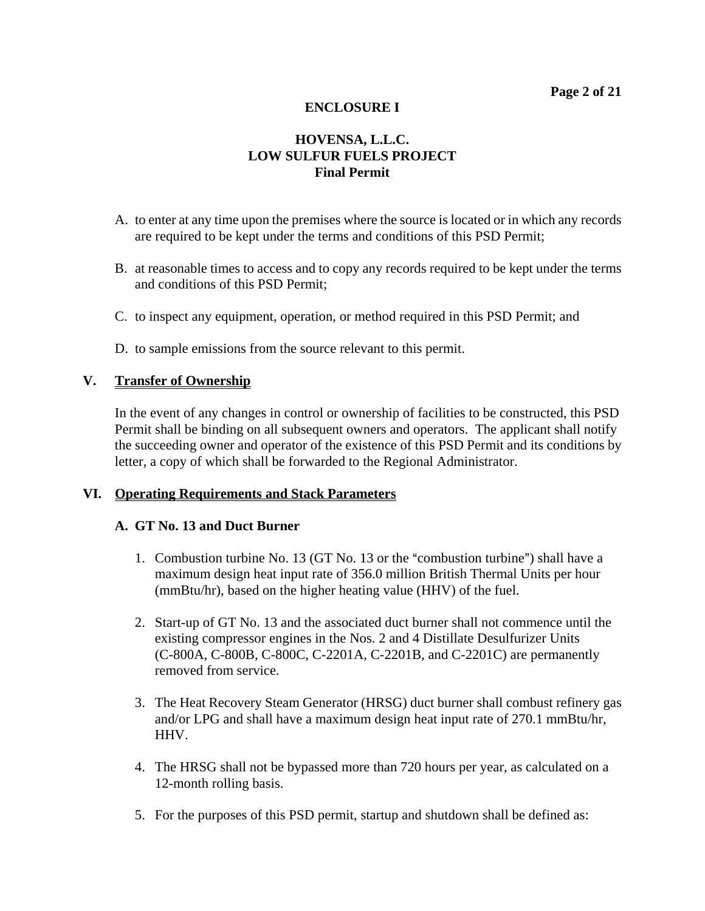**ENCLOSURE I**

**HOVENSA, L.L.C.**
**LOW SULFUR FUELS PROJECT**
**Final Permit**

A. to enter at any time upon the premises where the source is located or in which any records are required to be kept under the terms and conditions of this PSD Permit;

B. at reasonable times to access and to copy any records required to be kept under the terms and conditions of this PSD Permit;

C. to inspect any equipment, operation, or method required in this PSD Permit; and

D. to sample emissions from the source relevant to this permit.

## V. Transfer of Ownership

In the event of any changes in control or ownership of facilities to be constructed, this PSD Permit shall be binding on all subsequent owners and operators. The applicant shall notify the succeeding owner and operator of the existence of this PSD Permit and its conditions by letter, a copy of which shall be forwarded to the Regional Administrator.

## VI. Operating Requirements and Stack Parameters

### A. GT No. 13 and Duct Burner

1. Combustion turbine No. 13 (GT No. 13 or the "combustion turbine") shall have a maximum design heat input rate of 356.0 million British Thermal Units per hour (mmBtu/hr), based on the higher heating value (HHV) of the fuel.

2. Start-up of GT No. 13 and the associated duct burner shall not commence until the existing compressor engines in the Nos. 2 and 4 Distillate Desulfurizer Units (C-800A, C-800B, C-800C, C-2201A, C-2201B, and C-2201C) are permanently removed from service.

3. The Heat Recovery Steam Generator (HRSG) duct burner shall combust refinery gas and/or LPG and shall have a maximum design heat input rate of 270.1 mmBtu/hr, HHV.

4. The HRSG shall not be bypassed more than 720 hours per year, as calculated on a 12-month rolling basis.

5. For the purposes of this PSD permit, startup and shutdown shall be defined as: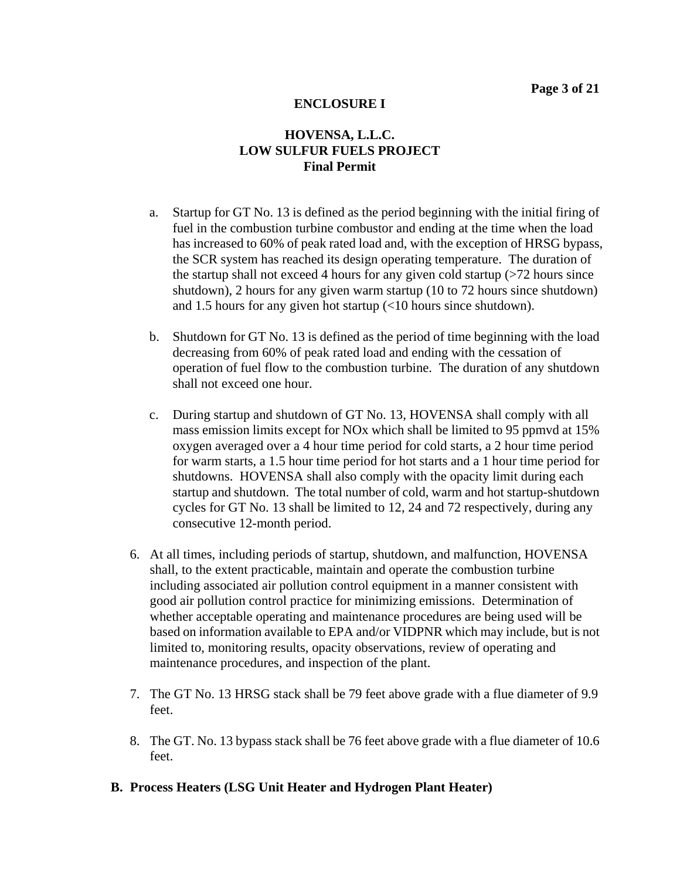**ENCLOSURE I**

**HOVENSA, L.L.C.**
**LOW SULFUR FUELS PROJECT**
**Final Permit**

a. Startup for GT No. 13 is defined as the period beginning with the initial firing of fuel in the combustion turbine combustor and ending at the time when the load has increased to 60% of peak rated load and, with the exception of HRSG bypass, the SCR system has reached its design operating temperature. The duration of the startup shall not exceed 4 hours for any given cold startup (>72 hours since shutdown), 2 hours for any given warm startup (10 to 72 hours since shutdown) and 1.5 hours for any given hot startup (<10 hours since shutdown).

b. Shutdown for GT No. 13 is defined as the period of time beginning with the load decreasing from 60% of peak rated load and ending with the cessation of operation of fuel flow to the combustion turbine. The duration of any shutdown shall not exceed one hour.

c. During startup and shutdown of GT No. 13, HOVENSA shall comply with all mass emission limits except for NOx which shall be limited to 95 ppmvd at 15% oxygen averaged over a 4 hour time period for cold starts, a 2 hour time period for warm starts, a 1.5 hour time period for hot starts and a 1 hour time period for shutdowns. HOVENSA shall also comply with the opacity limit during each startup and shutdown. The total number of cold, warm and hot startup-shutdown cycles for GT No. 13 shall be limited to 12, 24 and 72 respectively, during any consecutive 12-month period.

6. At all times, including periods of startup, shutdown, and malfunction, HOVENSA shall, to the extent practicable, maintain and operate the combustion turbine including associated air pollution control equipment in a manner consistent with good air pollution control practice for minimizing emissions. Determination of whether acceptable operating and maintenance procedures are being used will be based on information available to EPA and/or VIDPNR which may include, but is not limited to, monitoring results, opacity observations, review of operating and maintenance procedures, and inspection of the plant.

7. The GT No. 13 HRSG stack shall be 79 feet above grade with a flue diameter of 9.9 feet.

8. The GT. No. 13 bypass stack shall be 76 feet above grade with a flue diameter of 10.6 feet.

**B. Process Heaters (LSG Unit Heater and Hydrogen Plant Heater)**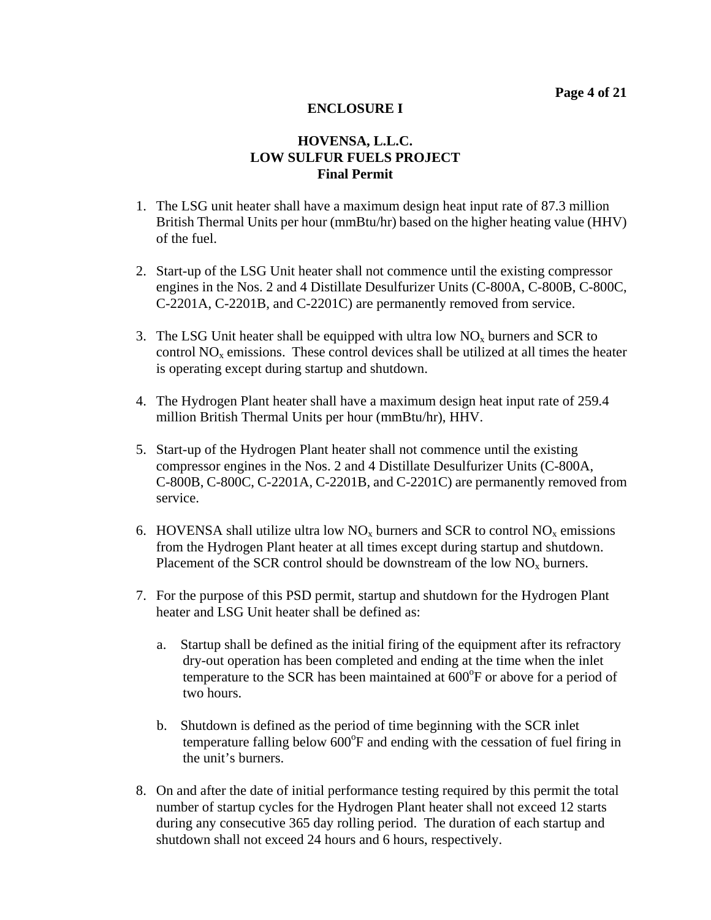**ENCLOSURE I**

**HOVENSA, L.L.C.**
**LOW SULFUR FUELS PROJECT**
**Final Permit**

1. The LSG unit heater shall have a maximum design heat input rate of 87.3 million British Thermal Units per hour (mmBtu/hr) based on the higher heating value (HHV) of the fuel.

2. Start-up of the LSG Unit heater shall not commence until the existing compressor engines in the Nos. 2 and 4 Distillate Desulfurizer Units (C-800A, C-800B, C-800C, C-2201A, C-2201B, and C-2201C) are permanently removed from service.

3. The LSG Unit heater shall be equipped with ultra low $NO_x$ burners and SCR to control $NO_x$ emissions. These control devices shall be utilized at all times the heater is operating except during startup and shutdown.

4. The Hydrogen Plant heater shall have a maximum design heat input rate of 259.4 million British Thermal Units per hour (mmBtu/hr), HHV.

5. Start-up of the Hydrogen Plant heater shall not commence until the existing compressor engines in the Nos. 2 and 4 Distillate Desulfurizer Units (C-800A, C-800B, C-800C, C-2201A, C-2201B, and C-2201C) are permanently removed from service.

6. HOVENSA shall utilize ultra low $NO_x$ burners and SCR to control $NO_x$ emissions from the Hydrogen Plant heater at all times except during startup and shutdown. Placement of the SCR control should be downstream of the low $NO_x$ burners.

7. For the purpose of this PSD permit, startup and shutdown for the Hydrogen Plant heater and LSG Unit heater shall be defined as:

   a. Startup shall be defined as the initial firing of the equipment after its refractory dry-out operation has been completed and ending at the time when the inlet temperature to the SCR has been maintained at 600°F or above for a period of two hours.

   b. Shutdown is defined as the period of time beginning with the SCR inlet temperature falling below 600°F and ending with the cessation of fuel firing in the unit's burners.

8. On and after the date of initial performance testing required by this permit the total number of startup cycles for the Hydrogen Plant heater shall not exceed 12 starts during any consecutive 365 day rolling period. The duration of each startup and shutdown shall not exceed 24 hours and 6 hours, respectively.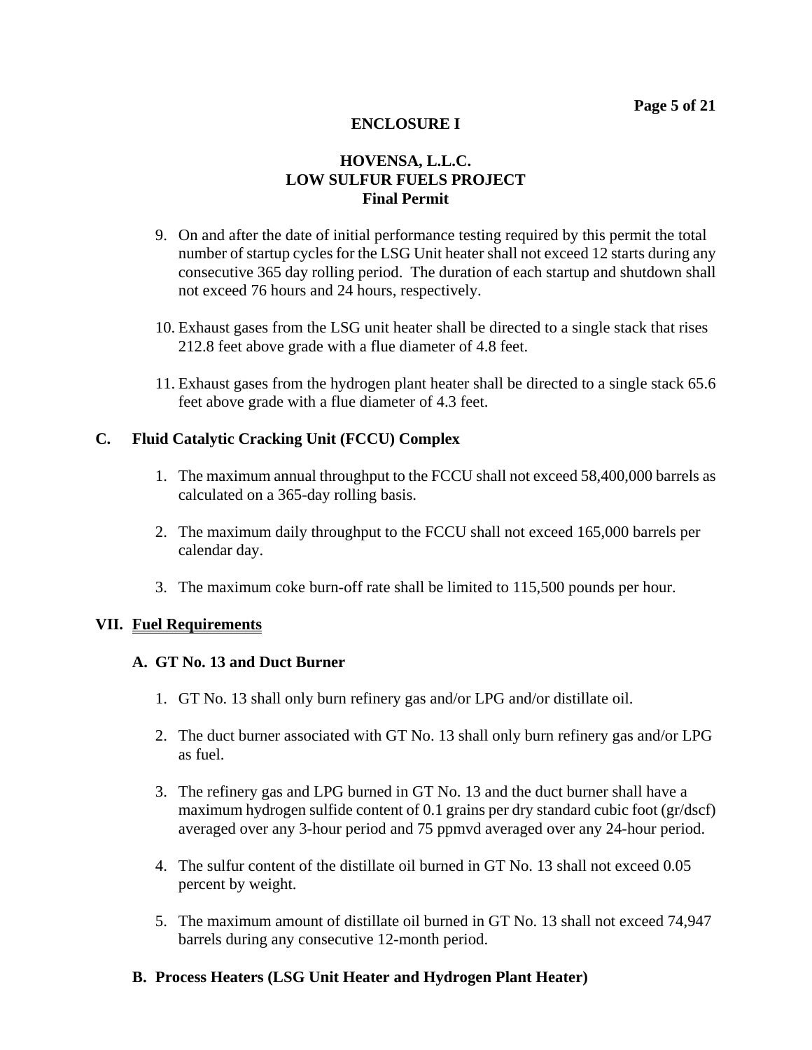**ENCLOSURE I**

**HOVENSA, L.L.C.**
**LOW SULFUR FUELS PROJECT**
**Final Permit**

9. On and after the date of initial performance testing required by this permit the total number of startup cycles for the LSG Unit heater shall not exceed 12 starts during any consecutive 365 day rolling period. The duration of each startup and shutdown shall not exceed 76 hours and 24 hours, respectively.

10. Exhaust gases from the LSG unit heater shall be directed to a single stack that rises 212.8 feet above grade with a flue diameter of 4.8 feet.

11. Exhaust gases from the hydrogen plant heater shall be directed to a single stack 65.6 feet above grade with a flue diameter of 4.3 feet.

### C. Fluid Catalytic Cracking Unit (FCCU) Complex

1. The maximum annual throughput to the FCCU shall not exceed 58,400,000 barrels as calculated on a 365-day rolling basis.

2. The maximum daily throughput to the FCCU shall not exceed 165,000 barrels per calendar day.

3. The maximum coke burn-off rate shall be limited to 115,500 pounds per hour.

## VII. Fuel Requirements

### A. GT No. 13 and Duct Burner

1. GT No. 13 shall only burn refinery gas and/or LPG and/or distillate oil.

2. The duct burner associated with GT No. 13 shall only burn refinery gas and/or LPG as fuel.

3. The refinery gas and LPG burned in GT No. 13 and the duct burner shall have a maximum hydrogen sulfide content of 0.1 grains per dry standard cubic foot (gr/dscf) averaged over any 3-hour period and 75 ppmvd averaged over any 24-hour period.

4. The sulfur content of the distillate oil burned in GT No. 13 shall not exceed 0.05 percent by weight.

5. The maximum amount of distillate oil burned in GT No. 13 shall not exceed 74,947 barrels during any consecutive 12-month period.

### B. Process Heaters (LSG Unit Heater and Hydrogen Plant Heater)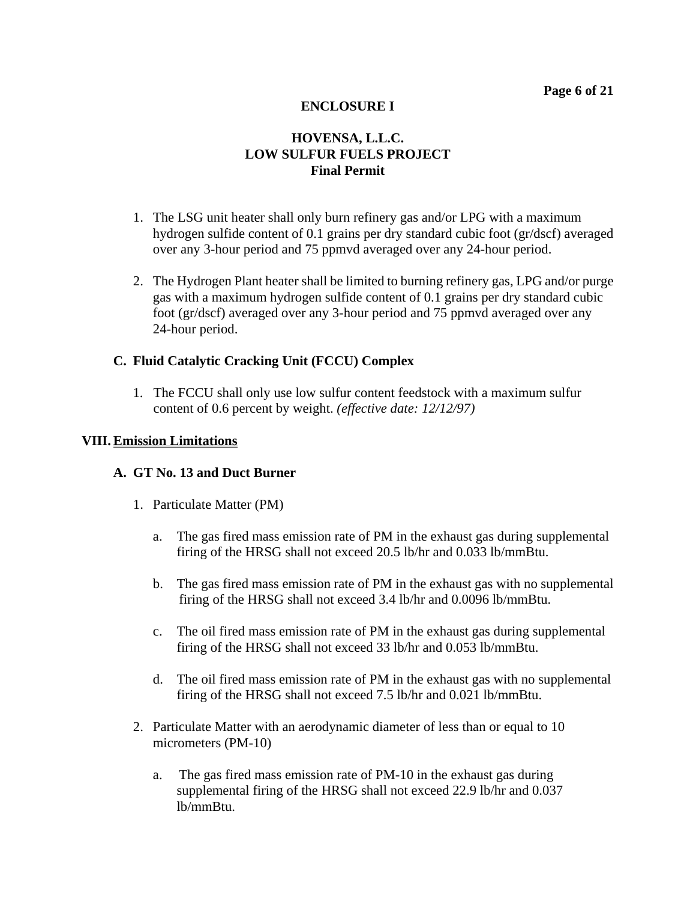**ENCLOSURE I**

**HOVENSA, L.L.C.**
**LOW SULFUR FUELS PROJECT**
**Final Permit**

1. The LSG unit heater shall only burn refinery gas and/or LPG with a maximum hydrogen sulfide content of 0.1 grains per dry standard cubic foot (gr/dscf) averaged over any 3-hour period and 75 ppmvd averaged over any 24-hour period.

2. The Hydrogen Plant heater shall be limited to burning refinery gas, LPG and/or purge gas with a maximum hydrogen sulfide content of 0.1 grains per dry standard cubic foot (gr/dscf) averaged over any 3-hour period and 75 ppmvd averaged over any 24-hour period.

### C. Fluid Catalytic Cracking Unit (FCCU) Complex

1. The FCCU shall only use low sulfur content feedstock with a maximum sulfur content of 0.6 percent by weight. *(effective date: 12/12/97)*

## VIII. Emission Limitations

### A. GT No. 13 and Duct Burner

1. Particulate Matter (PM)

   a. The gas fired mass emission rate of PM in the exhaust gas during supplemental firing of the HRSG shall not exceed 20.5 lb/hr and 0.033 lb/mmBtu.

   b. The gas fired mass emission rate of PM in the exhaust gas with no supplemental firing of the HRSG shall not exceed 3.4 lb/hr and 0.0096 lb/mmBtu.

   c. The oil fired mass emission rate of PM in the exhaust gas during supplemental firing of the HRSG shall not exceed 33 lb/hr and 0.053 lb/mmBtu.

   d. The oil fired mass emission rate of PM in the exhaust gas with no supplemental firing of the HRSG shall not exceed 7.5 lb/hr and 0.021 lb/mmBtu.

2. Particulate Matter with an aerodynamic diameter of less than or equal to 10 micrometers (PM-10)

   a. The gas fired mass emission rate of PM-10 in the exhaust gas during supplemental firing of the HRSG shall not exceed 22.9 lb/hr and 0.037 lb/mmBtu.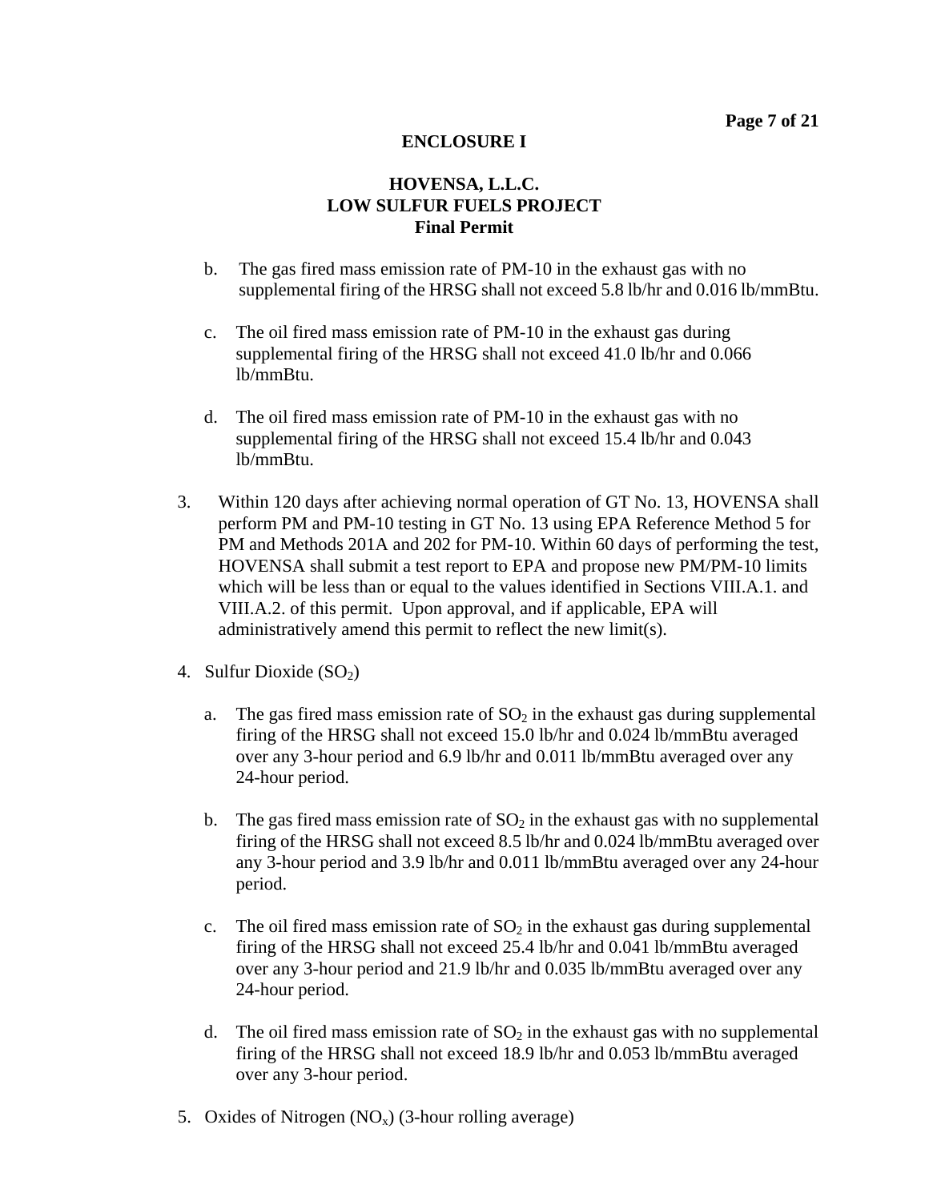**ENCLOSURE I**

**HOVENSA, L.L.C.**
**LOW SULFUR FUELS PROJECT**
**Final Permit**

b. The gas fired mass emission rate of PM-10 in the exhaust gas with no supplemental firing of the HRSG shall not exceed 5.8 lb/hr and 0.016 lb/mmBtu.

c. The oil fired mass emission rate of PM-10 in the exhaust gas during supplemental firing of the HRSG shall not exceed 41.0 lb/hr and 0.066 lb/mmBtu.

d. The oil fired mass emission rate of PM-10 in the exhaust gas with no supplemental firing of the HRSG shall not exceed 15.4 lb/hr and 0.043 lb/mmBtu.

3. Within 120 days after achieving normal operation of GT No. 13, HOVENSA shall perform PM and PM-10 testing in GT No. 13 using EPA Reference Method 5 for PM and Methods 201A and 202 for PM-10. Within 60 days of performing the test, HOVENSA shall submit a test report to EPA and propose new PM/PM-10 limits which will be less than or equal to the values identified in Sections VIII.A.1. and VIII.A.2. of this permit. Upon approval, and if applicable, EPA will administratively amend this permit to reflect the new limit(s).

4. Sulfur Dioxide ($SO_2$)

   a. The gas fired mass emission rate of $SO_2$ in the exhaust gas during supplemental firing of the HRSG shall not exceed 15.0 lb/hr and 0.024 lb/mmBtu averaged over any 3-hour period and 6.9 lb/hr and 0.011 lb/mmBtu averaged over any 24-hour period.

   b. The gas fired mass emission rate of $SO_2$ in the exhaust gas with no supplemental firing of the HRSG shall not exceed 8.5 lb/hr and 0.024 lb/mmBtu averaged over any 3-hour period and 3.9 lb/hr and 0.011 lb/mmBtu averaged over any 24-hour period.

   c. The oil fired mass emission rate of $SO_2$ in the exhaust gas during supplemental firing of the HRSG shall not exceed 25.4 lb/hr and 0.041 lb/mmBtu averaged over any 3-hour period and 21.9 lb/hr and 0.035 lb/mmBtu averaged over any 24-hour period.

   d. The oil fired mass emission rate of $SO_2$ in the exhaust gas with no supplemental firing of the HRSG shall not exceed 18.9 lb/hr and 0.053 lb/mmBtu averaged over any 3-hour period.

5. Oxides of Nitrogen ($NO_x$) (3-hour rolling average)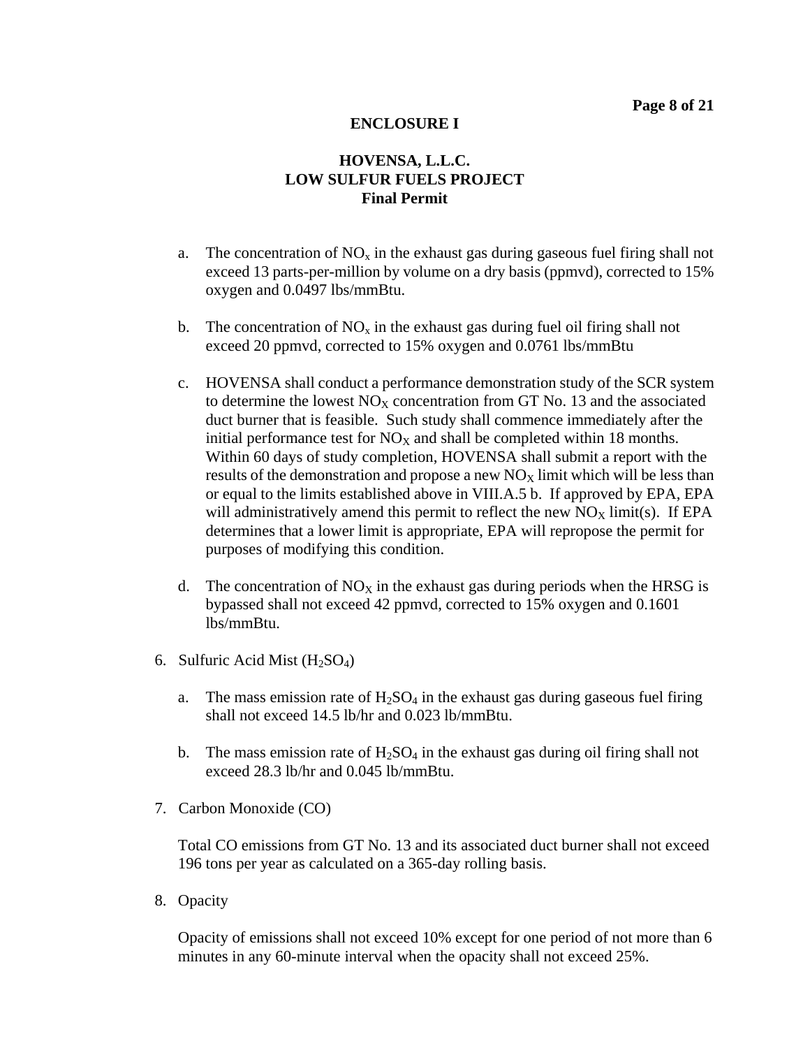**ENCLOSURE I**

**HOVENSA, L.L.C.**
**LOW SULFUR FUELS PROJECT**
**Final Permit**

a. The concentration of $NO_x$ in the exhaust gas during gaseous fuel firing shall not exceed 13 parts-per-million by volume on a dry basis (ppmvd), corrected to 15% oxygen and 0.0497 lbs/mmBtu.

b. The concentration of $NO_x$ in the exhaust gas during fuel oil firing shall not exceed 20 ppmvd, corrected to 15% oxygen and 0.0761 lbs/mmBtu

c. HOVENSA shall conduct a performance demonstration study of the SCR system to determine the lowest $NO_X$ concentration from GT No. 13 and the associated duct burner that is feasible. Such study shall commence immediately after the initial performance test for $NO_X$ and shall be completed within 18 months. Within 60 days of study completion, HOVENSA shall submit a report with the results of the demonstration and propose a new $NO_X$ limit which will be less than or equal to the limits established above in VIII.A.5 b. If approved by EPA, EPA will administratively amend this permit to reflect the new $NO_X$ limit(s). If EPA determines that a lower limit is appropriate, EPA will repropose the permit for purposes of modifying this condition.

d. The concentration of $NO_X$ in the exhaust gas during periods when the HRSG is bypassed shall not exceed 42 ppmvd, corrected to 15% oxygen and 0.1601 lbs/mmBtu.

6. Sulfuric Acid Mist ($H_2SO_4$)

   a. The mass emission rate of $H_2SO_4$ in the exhaust gas during gaseous fuel firing shall not exceed 14.5 lb/hr and 0.023 lb/mmBtu.

   b. The mass emission rate of $H_2SO_4$ in the exhaust gas during oil firing shall not exceed 28.3 lb/hr and 0.045 lb/mmBtu.

7. Carbon Monoxide (CO)

   Total CO emissions from GT No. 13 and its associated duct burner shall not exceed 196 tons per year as calculated on a 365-day rolling basis.

8. Opacity

   Opacity of emissions shall not exceed 10% except for one period of not more than 6 minutes in any 60-minute interval when the opacity shall not exceed 25%.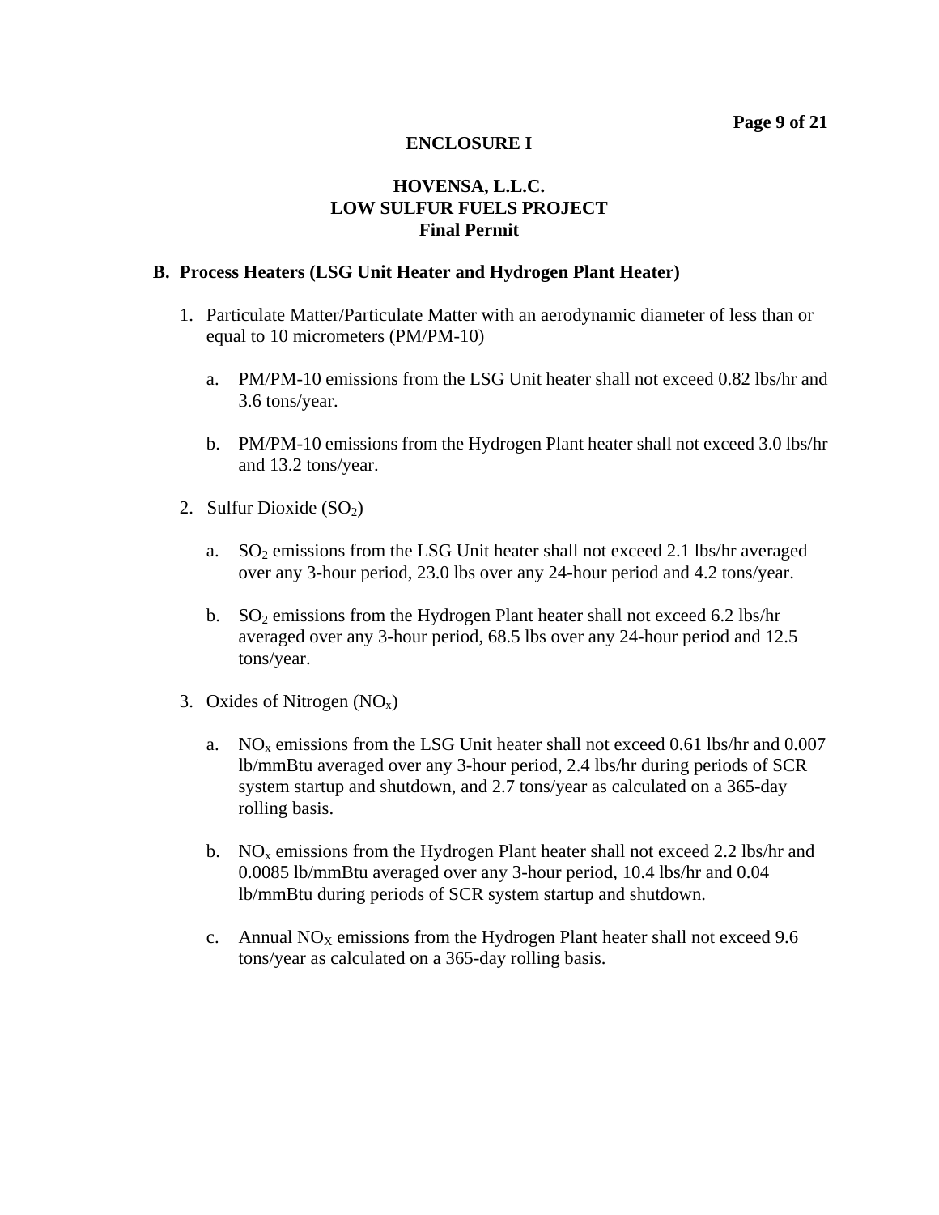**ENCLOSURE I**

**HOVENSA, L.L.C.**
**LOW SULFUR FUELS PROJECT**
**Final Permit**

**B. Process Heaters (LSG Unit Heater and Hydrogen Plant Heater)**

1. Particulate Matter/Particulate Matter with an aerodynamic diameter of less than or equal to 10 micrometers (PM/PM-10)

   a. PM/PM-10 emissions from the LSG Unit heater shall not exceed 0.82 lbs/hr and 3.6 tons/year.

   b. PM/PM-10 emissions from the Hydrogen Plant heater shall not exceed 3.0 lbs/hr and 13.2 tons/year.

2. Sulfur Dioxide ($SO_2$)

   a. $SO_2$ emissions from the LSG Unit heater shall not exceed 2.1 lbs/hr averaged over any 3-hour period, 23.0 lbs over any 24-hour period and 4.2 tons/year.

   b. $SO_2$ emissions from the Hydrogen Plant heater shall not exceed 6.2 lbs/hr averaged over any 3-hour period, 68.5 lbs over any 24-hour period and 12.5 tons/year.

3. Oxides of Nitrogen ($NO_x$)

   a. $NO_x$ emissions from the LSG Unit heater shall not exceed 0.61 lbs/hr and 0.007 lb/mmBtu averaged over any 3-hour period, 2.4 lbs/hr during periods of SCR system startup and shutdown, and 2.7 tons/year as calculated on a 365-day rolling basis.

   b. $NO_x$ emissions from the Hydrogen Plant heater shall not exceed 2.2 lbs/hr and 0.0085 lb/mmBtu averaged over any 3-hour period, 10.4 lbs/hr and 0.04 lb/mmBtu during periods of SCR system startup and shutdown.

   c. Annual $NO_X$ emissions from the Hydrogen Plant heater shall not exceed 9.6 tons/year as calculated on a 365-day rolling basis.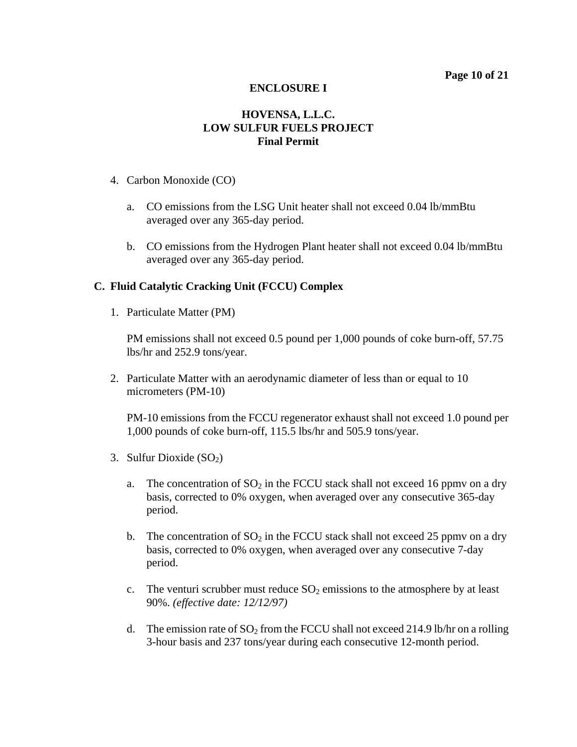**ENCLOSURE I**

**HOVENSA, L.L.C.**
**LOW SULFUR FUELS PROJECT**
**Final Permit**

4. Carbon Monoxide (CO)

   a. CO emissions from the LSG Unit heater shall not exceed 0.04 lb/mmBtu averaged over any 365-day period.

   b. CO emissions from the Hydrogen Plant heater shall not exceed 0.04 lb/mmBtu averaged over any 365-day period.

## C. Fluid Catalytic Cracking Unit (FCCU) Complex

1. Particulate Matter (PM)

   PM emissions shall not exceed 0.5 pound per 1,000 pounds of coke burn-off, 57.75 lbs/hr and 252.9 tons/year.

2. Particulate Matter with an aerodynamic diameter of less than or equal to 10 micrometers (PM-10)

   PM-10 emissions from the FCCU regenerator exhaust shall not exceed 1.0 pound per 1,000 pounds of coke burn-off, 115.5 lbs/hr and 505.9 tons/year.

3. Sulfur Dioxide ($SO_2$)

   a. The concentration of $SO_2$ in the FCCU stack shall not exceed 16 ppmv on a dry basis, corrected to 0% oxygen, when averaged over any consecutive 365-day period.

   b. The concentration of $SO_2$ in the FCCU stack shall not exceed 25 ppmv on a dry basis, corrected to 0% oxygen, when averaged over any consecutive 7-day period.

   c. The venturi scrubber must reduce $SO_2$ emissions to the atmosphere by at least 90%. *(effective date: 12/12/97)*

   d. The emission rate of $SO_2$ from the FCCU shall not exceed 214.9 lb/hr on a rolling 3-hour basis and 237 tons/year during each consecutive 12-month period.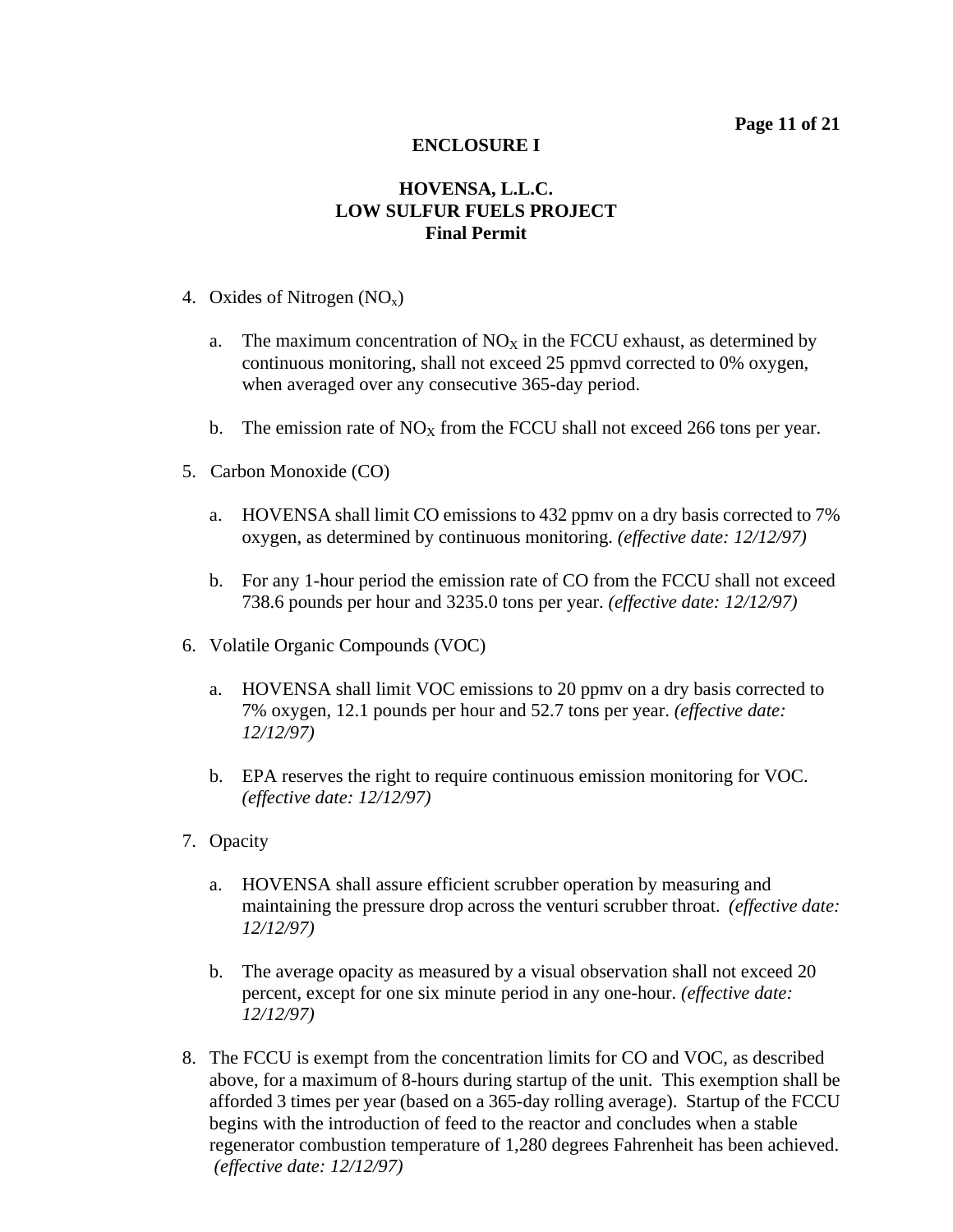**ENCLOSURE I**

**HOVENSA, L.L.C.**
**LOW SULFUR FUELS PROJECT**
**Final Permit**

4. Oxides of Nitrogen ($NO_x$)

   a. The maximum concentration of $NO_X$ in the FCCU exhaust, as determined by continuous monitoring, shall not exceed 25 ppmvd corrected to 0% oxygen, when averaged over any consecutive 365-day period.

   b. The emission rate of $NO_X$ from the FCCU shall not exceed 266 tons per year.

5. Carbon Monoxide (CO)

   a. HOVENSA shall limit CO emissions to 432 ppmv on a dry basis corrected to 7% oxygen, as determined by continuous monitoring. *(effective date: 12/12/97)*

   b. For any 1-hour period the emission rate of CO from the FCCU shall not exceed 738.6 pounds per hour and 3235.0 tons per year. *(effective date: 12/12/97)*

6. Volatile Organic Compounds (VOC)

   a. HOVENSA shall limit VOC emissions to 20 ppmv on a dry basis corrected to 7% oxygen, 12.1 pounds per hour and 52.7 tons per year. *(effective date: 12/12/97)*

   b. EPA reserves the right to require continuous emission monitoring for VOC. *(effective date: 12/12/97)*

7. Opacity

   a. HOVENSA shall assure efficient scrubber operation by measuring and maintaining the pressure drop across the venturi scrubber throat. *(effective date: 12/12/97)*

   b. The average opacity as measured by a visual observation shall not exceed 20 percent, except for one six minute period in any one-hour. *(effective date: 12/12/97)*

8. The FCCU is exempt from the concentration limits for CO and VOC, as described above, for a maximum of 8-hours during startup of the unit. This exemption shall be afforded 3 times per year (based on a 365-day rolling average). Startup of the FCCU begins with the introduction of feed to the reactor and concludes when a stable regenerator combustion temperature of 1,280 degrees Fahrenheit has been achieved. *(effective date: 12/12/97)*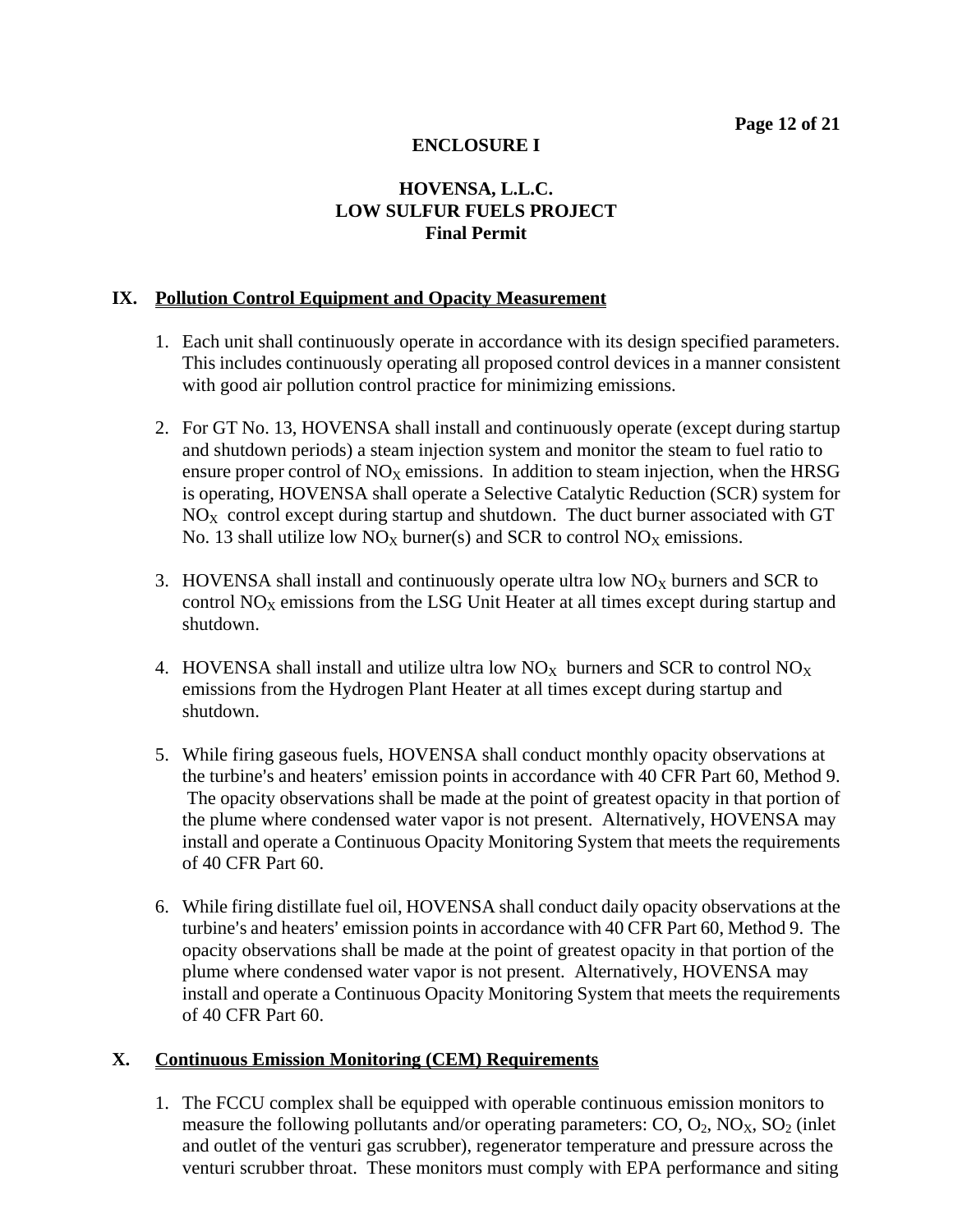**ENCLOSURE I**

**HOVENSA, L.L.C.**
**LOW SULFUR FUELS PROJECT**
**Final Permit**

## IX. Pollution Control Equipment and Opacity Measurement

1. Each unit shall continuously operate in accordance with its design specified parameters. This includes continuously operating all proposed control devices in a manner consistent with good air pollution control practice for minimizing emissions.

2. For GT No. 13, HOVENSA shall install and continuously operate (except during startup and shutdown periods) a steam injection system and monitor the steam to fuel ratio to ensure proper control of $NO_X$ emissions. In addition to steam injection, when the HRSG is operating, HOVENSA shall operate a Selective Catalytic Reduction (SCR) system for $NO_X$ control except during startup and shutdown. The duct burner associated with GT No. 13 shall utilize low $NO_X$ burner(s) and SCR to control $NO_X$ emissions.

3. HOVENSA shall install and continuously operate ultra low $NO_X$ burners and SCR to control $NO_X$ emissions from the LSG Unit Heater at all times except during startup and shutdown.

4. HOVENSA shall install and utilize ultra low $NO_X$ burners and SCR to control $NO_X$ emissions from the Hydrogen Plant Heater at all times except during startup and shutdown.

5. While firing gaseous fuels, HOVENSA shall conduct monthly opacity observations at the turbine's and heaters' emission points in accordance with 40 CFR Part 60, Method 9. The opacity observations shall be made at the point of greatest opacity in that portion of the plume where condensed water vapor is not present. Alternatively, HOVENSA may install and operate a Continuous Opacity Monitoring System that meets the requirements of 40 CFR Part 60.

6. While firing distillate fuel oil, HOVENSA shall conduct daily opacity observations at the turbine's and heaters' emission points in accordance with 40 CFR Part 60, Method 9. The opacity observations shall be made at the point of greatest opacity in that portion of the plume where condensed water vapor is not present. Alternatively, HOVENSA may install and operate a Continuous Opacity Monitoring System that meets the requirements of 40 CFR Part 60.

## X. Continuous Emission Monitoring (CEM) Requirements

1. The FCCU complex shall be equipped with operable continuous emission monitors to measure the following pollutants and/or operating parameters: CO, $O_2$, $NO_X$, $SO_2$ (inlet and outlet of the venturi gas scrubber), regenerator temperature and pressure across the venturi scrubber throat. These monitors must comply with EPA performance and siting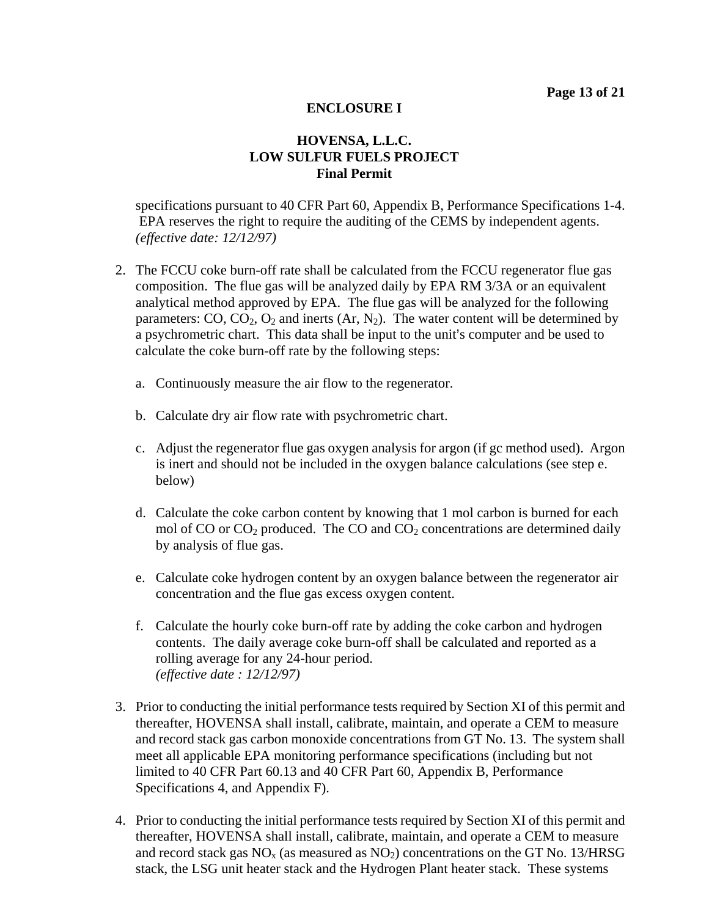**ENCLOSURE I**

**HOVENSA, L.L.C.**
**LOW SULFUR FUELS PROJECT**
**Final Permit**

specifications pursuant to 40 CFR Part 60, Appendix B, Performance Specifications 1-4. EPA reserves the right to require the auditing of the CEMS by independent agents. *(effective date: 12/12/97)*

2. The FCCU coke burn-off rate shall be calculated from the FCCU regenerator flue gas composition. The flue gas will be analyzed daily by EPA RM 3/3A or an equivalent analytical method approved by EPA. The flue gas will be analyzed for the following parameters: CO, $CO_2$, $O_2$ and inerts (Ar, $N_2$). The water content will be determined by a psychrometric chart. This data shall be input to the unit's computer and be used to calculate the coke burn-off rate by the following steps:

   a. Continuously measure the air flow to the regenerator.

   b. Calculate dry air flow rate with psychrometric chart.

   c. Adjust the regenerator flue gas oxygen analysis for argon (if gc method used). Argon is inert and should not be included in the oxygen balance calculations (see step e. below)

   d. Calculate the coke carbon content by knowing that 1 mol carbon is burned for each mol of CO or $CO_2$ produced. The CO and $CO_2$ concentrations are determined daily by analysis of flue gas.

   e. Calculate coke hydrogen content by an oxygen balance between the regenerator air concentration and the flue gas excess oxygen content.

   f. Calculate the hourly coke burn-off rate by adding the coke carbon and hydrogen contents. The daily average coke burn-off shall be calculated and reported as a rolling average for any 24-hour period.
   *(effective date : 12/12/97)*

3. Prior to conducting the initial performance tests required by Section XI of this permit and thereafter, HOVENSA shall install, calibrate, maintain, and operate a CEM to measure and record stack gas carbon monoxide concentrations from GT No. 13. The system shall meet all applicable EPA monitoring performance specifications (including but not limited to 40 CFR Part 60.13 and 40 CFR Part 60, Appendix B, Performance Specifications 4, and Appendix F).

4. Prior to conducting the initial performance tests required by Section XI of this permit and thereafter, HOVENSA shall install, calibrate, maintain, and operate a CEM to measure and record stack gas $NO_x$ (as measured as $NO_2$) concentrations on the GT No. 13/HRSG stack, the LSG unit heater stack and the Hydrogen Plant heater stack. These systems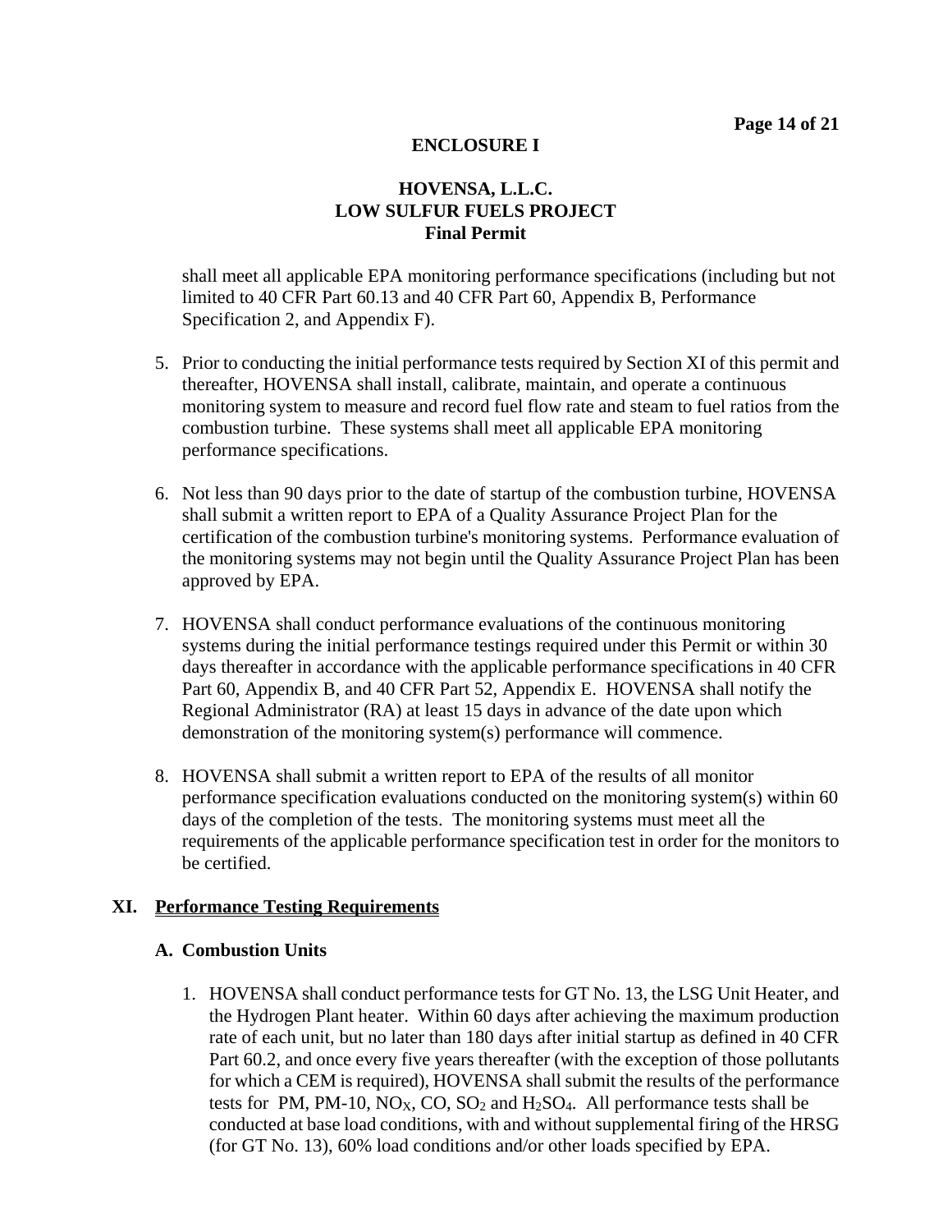shall meet all applicable EPA monitoring performance specifications (including but not limited to 40 CFR Part 60.13 and 40 CFR Part 60, Appendix B, Performance Specification 2, and Appendix F).

5. Prior to conducting the initial performance tests required by Section XI of this permit and thereafter, HOVENSA shall install, calibrate, maintain, and operate a continuous monitoring system to measure and record fuel flow rate and steam to fuel ratios from the combustion turbine. These systems shall meet all applicable EPA monitoring performance specifications.

6. Not less than 90 days prior to the date of startup of the combustion turbine, HOVENSA shall submit a written report to EPA of a Quality Assurance Project Plan for the certification of the combustion turbine's monitoring systems. Performance evaluation of the monitoring systems may not begin until the Quality Assurance Project Plan has been approved by EPA.

7. HOVENSA shall conduct performance evaluations of the continuous monitoring systems during the initial performance testings required under this Permit or within 30 days thereafter in accordance with the applicable performance specifications in 40 CFR Part 60, Appendix B, and 40 CFR Part 52, Appendix E. HOVENSA shall notify the Regional Administrator (RA) at least 15 days in advance of the date upon which demonstration of the monitoring system(s) performance will commence.

8. HOVENSA shall submit a written report to EPA of the results of all monitor performance specification evaluations conducted on the monitoring system(s) within 60 days of the completion of the tests. The monitoring systems must meet all the requirements of the applicable performance specification test in order for the monitors to be certified.

## XI. Performance Testing Requirements

### A. Combustion Units

1. HOVENSA shall conduct performance tests for GT No. 13, the LSG Unit Heater, and the Hydrogen Plant heater. Within 60 days after achieving the maximum production rate of each unit, but no later than 180 days after initial startup as defined in 40 CFR Part 60.2, and once every five years thereafter (with the exception of those pollutants for which a CEM is required), HOVENSA shall submit the results of the performance tests for PM, PM-10, $NO_X$, CO, $SO_2$ and $H_2SO_4$. All performance tests shall be conducted at base load conditions, with and without supplemental firing of the HRSG (for GT No. 13), 60% load conditions and/or other loads specified by EPA.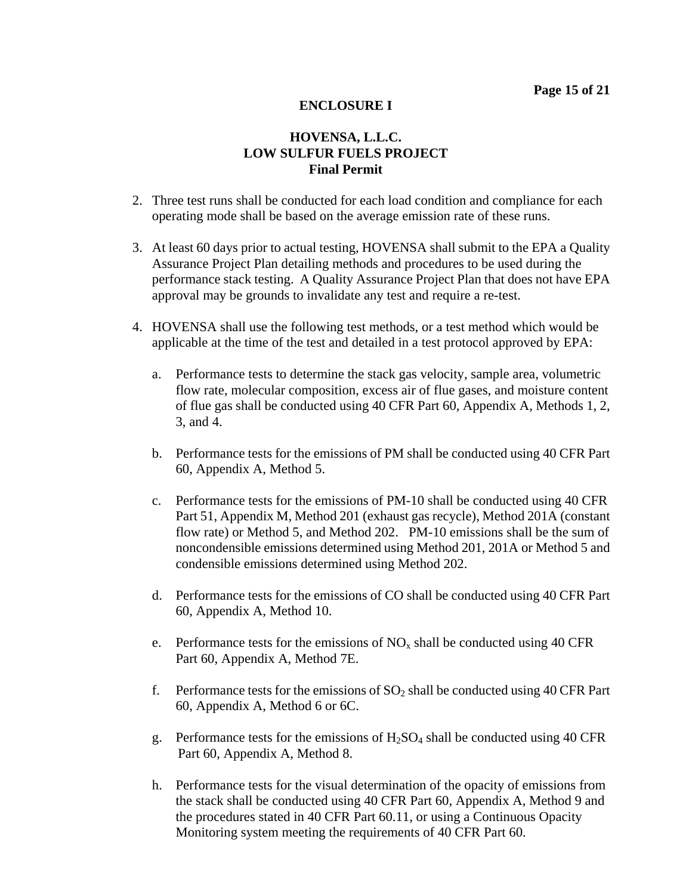**ENCLOSURE I**

**HOVENSA, L.L.C.**
**LOW SULFUR FUELS PROJECT**
**Final Permit**

2. Three test runs shall be conducted for each load condition and compliance for each operating mode shall be based on the average emission rate of these runs.

3. At least 60 days prior to actual testing, HOVENSA shall submit to the EPA a Quality Assurance Project Plan detailing methods and procedures to be used during the performance stack testing. A Quality Assurance Project Plan that does not have EPA approval may be grounds to invalidate any test and require a re-test.

4. HOVENSA shall use the following test methods, or a test method which would be applicable at the time of the test and detailed in a test protocol approved by EPA:

   a. Performance tests to determine the stack gas velocity, sample area, volumetric flow rate, molecular composition, excess air of flue gases, and moisture content of flue gas shall be conducted using 40 CFR Part 60, Appendix A, Methods 1, 2, 3, and 4.

   b. Performance tests for the emissions of PM shall be conducted using 40 CFR Part 60, Appendix A, Method 5.

   c. Performance tests for the emissions of PM-10 shall be conducted using 40 CFR Part 51, Appendix M, Method 201 (exhaust gas recycle), Method 201A (constant flow rate) or Method 5, and Method 202. PM-10 emissions shall be the sum of noncondensible emissions determined using Method 201, 201A or Method 5 and condensible emissions determined using Method 202.

   d. Performance tests for the emissions of CO shall be conducted using 40 CFR Part 60, Appendix A, Method 10.

   e. Performance tests for the emissions of $NO_x$ shall be conducted using 40 CFR Part 60, Appendix A, Method 7E.

   f. Performance tests for the emissions of $SO_2$ shall be conducted using 40 CFR Part 60, Appendix A, Method 6 or 6C.

   g. Performance tests for the emissions of $H_2SO_4$ shall be conducted using 40 CFR Part 60, Appendix A, Method 8.

   h. Performance tests for the visual determination of the opacity of emissions from the stack shall be conducted using 40 CFR Part 60, Appendix A, Method 9 and the procedures stated in 40 CFR Part 60.11, or using a Continuous Opacity Monitoring system meeting the requirements of 40 CFR Part 60.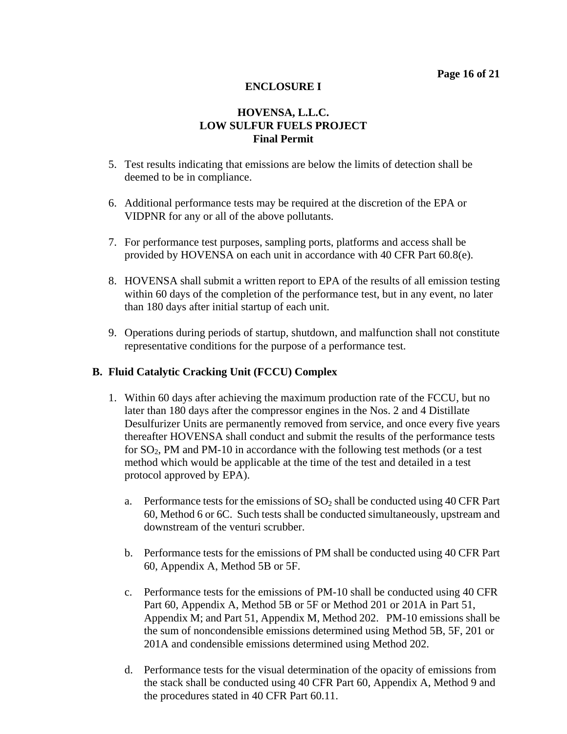**ENCLOSURE I**

**HOVENSA, L.L.C.**
**LOW SULFUR FUELS PROJECT**
**Final Permit**

5. Test results indicating that emissions are below the limits of detection shall be deemed to be in compliance.

6. Additional performance tests may be required at the discretion of the EPA or VIDPNR for any or all of the above pollutants.

7. For performance test purposes, sampling ports, platforms and access shall be provided by HOVENSA on each unit in accordance with 40 CFR Part 60.8(e).

8. HOVENSA shall submit a written report to EPA of the results of all emission testing within 60 days of the completion of the performance test, but in any event, no later than 180 days after initial startup of each unit.

9. Operations during periods of startup, shutdown, and malfunction shall not constitute representative conditions for the purpose of a performance test.

### B. Fluid Catalytic Cracking Unit (FCCU) Complex

1. Within 60 days after achieving the maximum production rate of the FCCU, but no later than 180 days after the compressor engines in the Nos. 2 and 4 Distillate Desulfurizer Units are permanently removed from service, and once every five years thereafter HOVENSA shall conduct and submit the results of the performance tests for $SO_2$, PM and PM-10 in accordance with the following test methods (or a test method which would be applicable at the time of the test and detailed in a test protocol approved by EPA).

   a. Performance tests for the emissions of $SO_2$ shall be conducted using 40 CFR Part 60, Method 6 or 6C. Such tests shall be conducted simultaneously, upstream and downstream of the venturi scrubber.

   b. Performance tests for the emissions of PM shall be conducted using 40 CFR Part 60, Appendix A, Method 5B or 5F.

   c. Performance tests for the emissions of PM-10 shall be conducted using 40 CFR Part 60, Appendix A, Method 5B or 5F or Method 201 or 201A in Part 51, Appendix M; and Part 51, Appendix M, Method 202. PM-10 emissions shall be the sum of noncondensible emissions determined using Method 5B, 5F, 201 or 201A and condensible emissions determined using Method 202.

   d. Performance tests for the visual determination of the opacity of emissions from the stack shall be conducted using 40 CFR Part 60, Appendix A, Method 9 and the procedures stated in 40 CFR Part 60.11.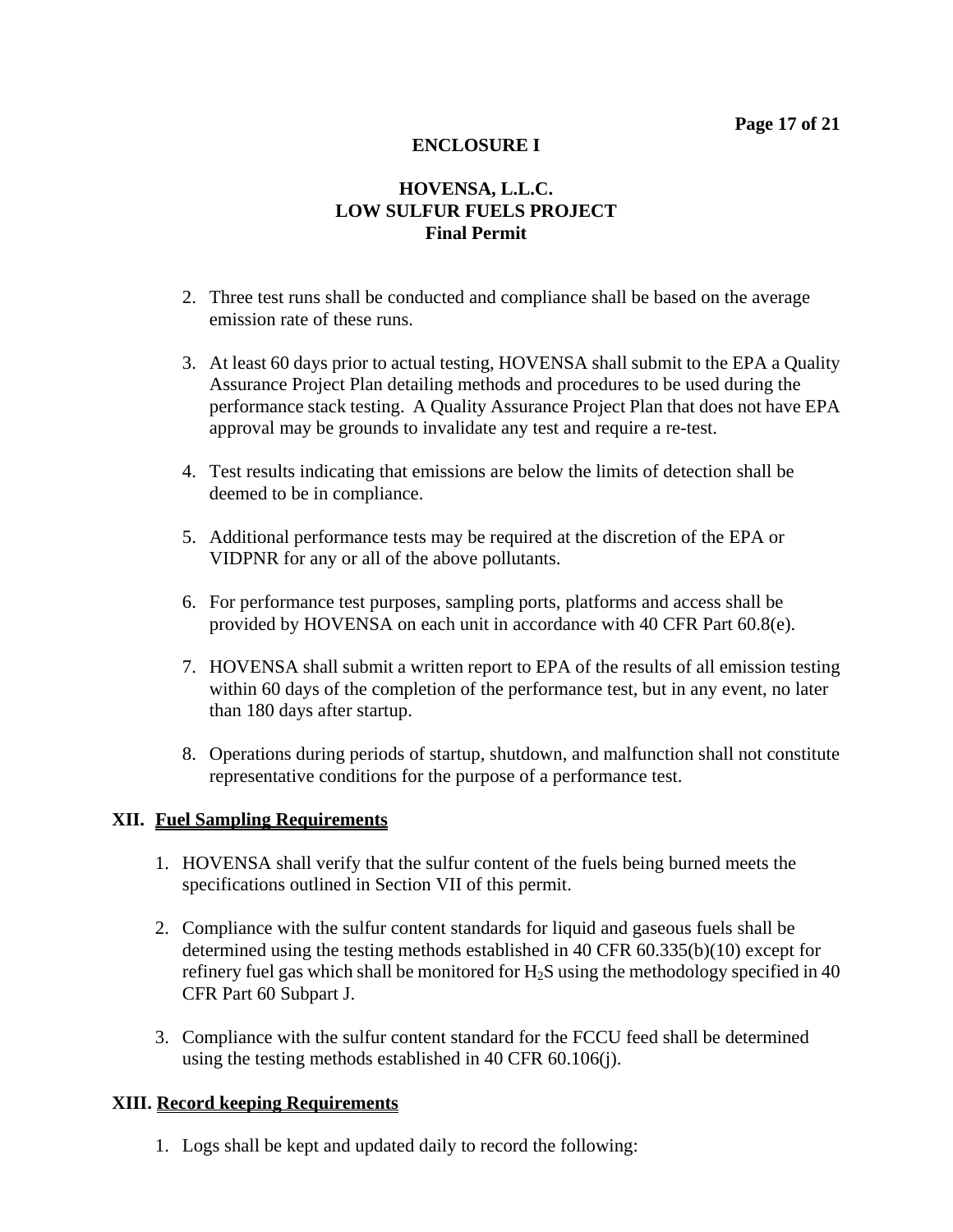**ENCLOSURE I**

**HOVENSA, L.L.C.**
**LOW SULFUR FUELS PROJECT**
**Final Permit**

2. Three test runs shall be conducted and compliance shall be based on the average emission rate of these runs.

3. At least 60 days prior to actual testing, HOVENSA shall submit to the EPA a Quality Assurance Project Plan detailing methods and procedures to be used during the performance stack testing. A Quality Assurance Project Plan that does not have EPA approval may be grounds to invalidate any test and require a re-test.

4. Test results indicating that emissions are below the limits of detection shall be deemed to be in compliance.

5. Additional performance tests may be required at the discretion of the EPA or VIDPNR for any or all of the above pollutants.

6. For performance test purposes, sampling ports, platforms and access shall be provided by HOVENSA on each unit in accordance with 40 CFR Part 60.8(e).

7. HOVENSA shall submit a written report to EPA of the results of all emission testing within 60 days of the completion of the performance test, but in any event, no later than 180 days after startup.

8. Operations during periods of startup, shutdown, and malfunction shall not constitute representative conditions for the purpose of a performance test.

## XII. Fuel Sampling Requirements

1. HOVENSA shall verify that the sulfur content of the fuels being burned meets the specifications outlined in Section VII of this permit.

2. Compliance with the sulfur content standards for liquid and gaseous fuels shall be determined using the testing methods established in 40 CFR 60.335(b)(10) except for refinery fuel gas which shall be monitored for $H_2S$ using the methodology specified in 40 CFR Part 60 Subpart J.

3. Compliance with the sulfur content standard for the FCCU feed shall be determined using the testing methods established in 40 CFR 60.106(j).

## XIII. Record keeping Requirements

1. Logs shall be kept and updated daily to record the following: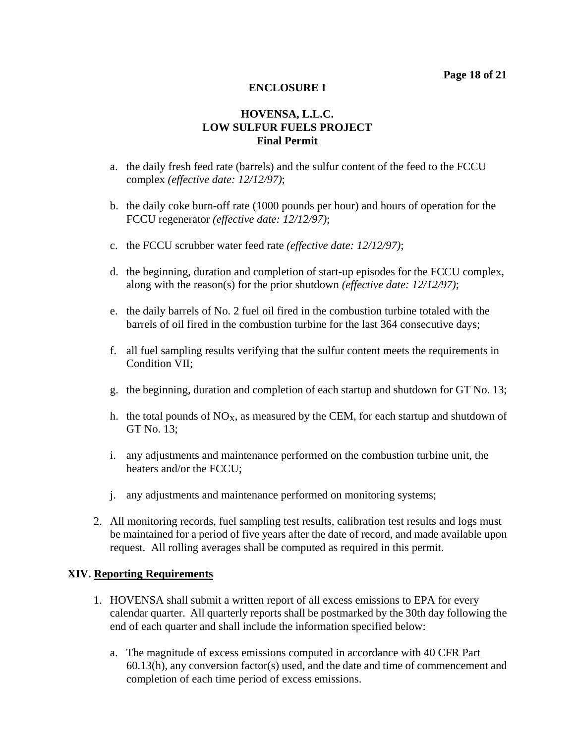**ENCLOSURE I**

**HOVENSA, L.L.C.**
**LOW SULFUR FUELS PROJECT**
**Final Permit**

a. the daily fresh feed rate (barrels) and the sulfur content of the feed to the FCCU complex *(effective date: 12/12/97)*;

b. the daily coke burn-off rate (1000 pounds per hour) and hours of operation for the FCCU regenerator *(effective date: 12/12/97)*;

c. the FCCU scrubber water feed rate *(effective date: 12/12/97)*;

d. the beginning, duration and completion of start-up episodes for the FCCU complex, along with the reason(s) for the prior shutdown *(effective date: 12/12/97)*;

e. the daily barrels of No. 2 fuel oil fired in the combustion turbine totaled with the barrels of oil fired in the combustion turbine for the last 364 consecutive days;

f. all fuel sampling results verifying that the sulfur content meets the requirements in Condition VII;

g. the beginning, duration and completion of each startup and shutdown for GT No. 13;

h. the total pounds of $NO_X$, as measured by the CEM, for each startup and shutdown of GT No. 13;

i. any adjustments and maintenance performed on the combustion turbine unit, the heaters and/or the FCCU;

j. any adjustments and maintenance performed on monitoring systems;

2. All monitoring records, fuel sampling test results, calibration test results and logs must be maintained for a period of five years after the date of record, and made available upon request. All rolling averages shall be computed as required in this permit.

## XIV. Reporting Requirements

1. HOVENSA shall submit a written report of all excess emissions to EPA for every calendar quarter. All quarterly reports shall be postmarked by the 30th day following the end of each quarter and shall include the information specified below:

   a. The magnitude of excess emissions computed in accordance with 40 CFR Part 60.13(h), any conversion factor(s) used, and the date and time of commencement and completion of each time period of excess emissions.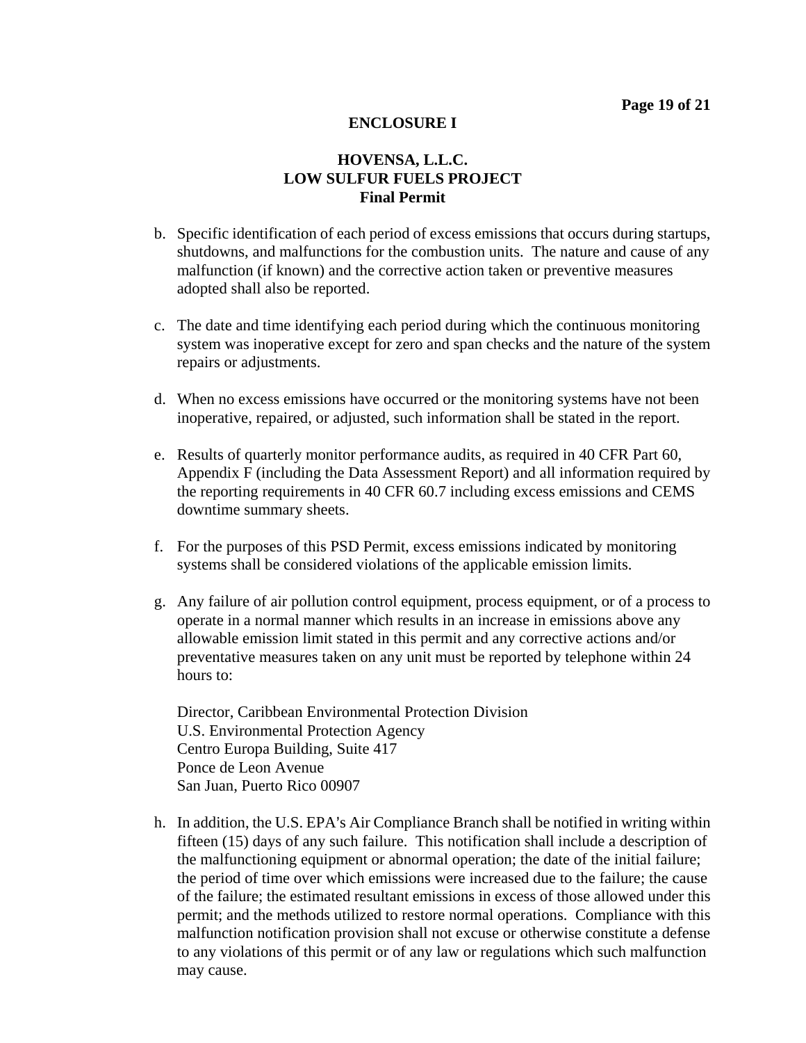**ENCLOSURE I**

**HOVENSA, L.L.C.**
**LOW SULFUR FUELS PROJECT**
**Final Permit**

b. Specific identification of each period of excess emissions that occurs during startups, shutdowns, and malfunctions for the combustion units. The nature and cause of any malfunction (if known) and the corrective action taken or preventive measures adopted shall also be reported.

c. The date and time identifying each period during which the continuous monitoring system was inoperative except for zero and span checks and the nature of the system repairs or adjustments.

d. When no excess emissions have occurred or the monitoring systems have not been inoperative, repaired, or adjusted, such information shall be stated in the report.

e. Results of quarterly monitor performance audits, as required in 40 CFR Part 60, Appendix F (including the Data Assessment Report) and all information required by the reporting requirements in 40 CFR 60.7 including excess emissions and CEMS downtime summary sheets.

f. For the purposes of this PSD Permit, excess emissions indicated by monitoring systems shall be considered violations of the applicable emission limits.

g. Any failure of air pollution control equipment, process equipment, or of a process to operate in a normal manner which results in an increase in emissions above any allowable emission limit stated in this permit and any corrective actions and/or preventative measures taken on any unit must be reported by telephone within 24 hours to:

   Director, Caribbean Environmental Protection Division
   U.S. Environmental Protection Agency
   Centro Europa Building, Suite 417
   Ponce de Leon Avenue
   San Juan, Puerto Rico 00907

h. In addition, the U.S. EPA's Air Compliance Branch shall be notified in writing within fifteen (15) days of any such failure. This notification shall include a description of the malfunctioning equipment or abnormal operation; the date of the initial failure; the period of time over which emissions were increased due to the failure; the cause of the failure; the estimated resultant emissions in excess of those allowed under this permit; and the methods utilized to restore normal operations. Compliance with this malfunction notification provision shall not excuse or otherwise constitute a defense to any violations of this permit or of any law or regulations which such malfunction may cause.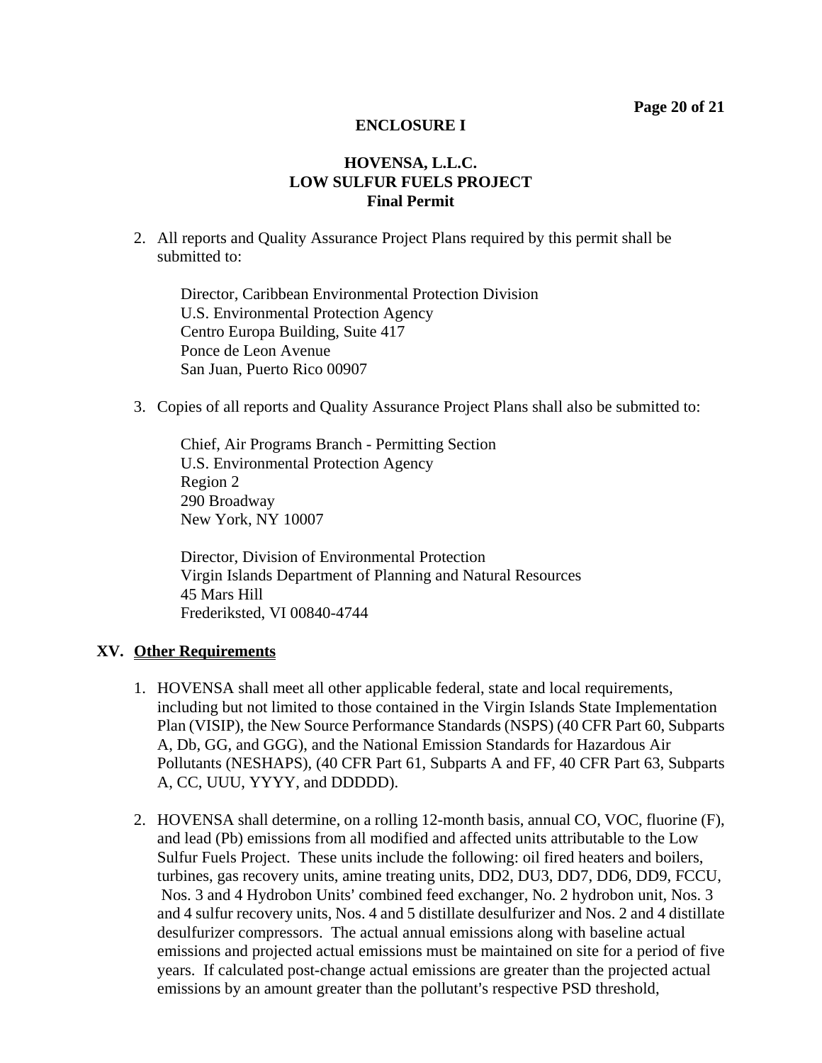**ENCLOSURE I**

**HOVENSA, L.L.C.**
**LOW SULFUR FUELS PROJECT**
**Final Permit**

2. All reports and Quality Assurance Project Plans required by this permit shall be submitted to:

   Director, Caribbean Environmental Protection Division
   U.S. Environmental Protection Agency
   Centro Europa Building, Suite 417
   Ponce de Leon Avenue
   San Juan, Puerto Rico 00907

3. Copies of all reports and Quality Assurance Project Plans shall also be submitted to:

   Chief, Air Programs Branch - Permitting Section
   U.S. Environmental Protection Agency
   Region 2
   290 Broadway
   New York, NY 10007

   Director, Division of Environmental Protection
   Virgin Islands Department of Planning and Natural Resources
   45 Mars Hill
   Frederiksted, VI 00840-4744

## XV. Other Requirements

1. HOVENSA shall meet all other applicable federal, state and local requirements, including but not limited to those contained in the Virgin Islands State Implementation Plan (VISIP), the New Source Performance Standards (NSPS) (40 CFR Part 60, Subparts A, Db, GG, and GGG), and the National Emission Standards for Hazardous Air Pollutants (NESHAPS), (40 CFR Part 61, Subparts A and FF, 40 CFR Part 63, Subparts A, CC, UUU, YYYY, and DDDDD).

2. HOVENSA shall determine, on a rolling 12-month basis, annual CO, VOC, fluorine (F), and lead (Pb) emissions from all modified and affected units attributable to the Low Sulfur Fuels Project. These units include the following: oil fired heaters and boilers, turbines, gas recovery units, amine treating units, DD2, DU3, DD7, DD6, DD9, FCCU, Nos. 3 and 4 Hydrobon Units' combined feed exchanger, No. 2 hydrobon unit, Nos. 3 and 4 sulfur recovery units, Nos. 4 and 5 distillate desulfurizer and Nos. 2 and 4 distillate desulfurizer compressors. The actual annual emissions along with baseline actual emissions and projected actual emissions must be maintained on site for a period of five years. If calculated post-change actual emissions are greater than the projected actual emissions by an amount greater than the pollutant's respective PSD threshold,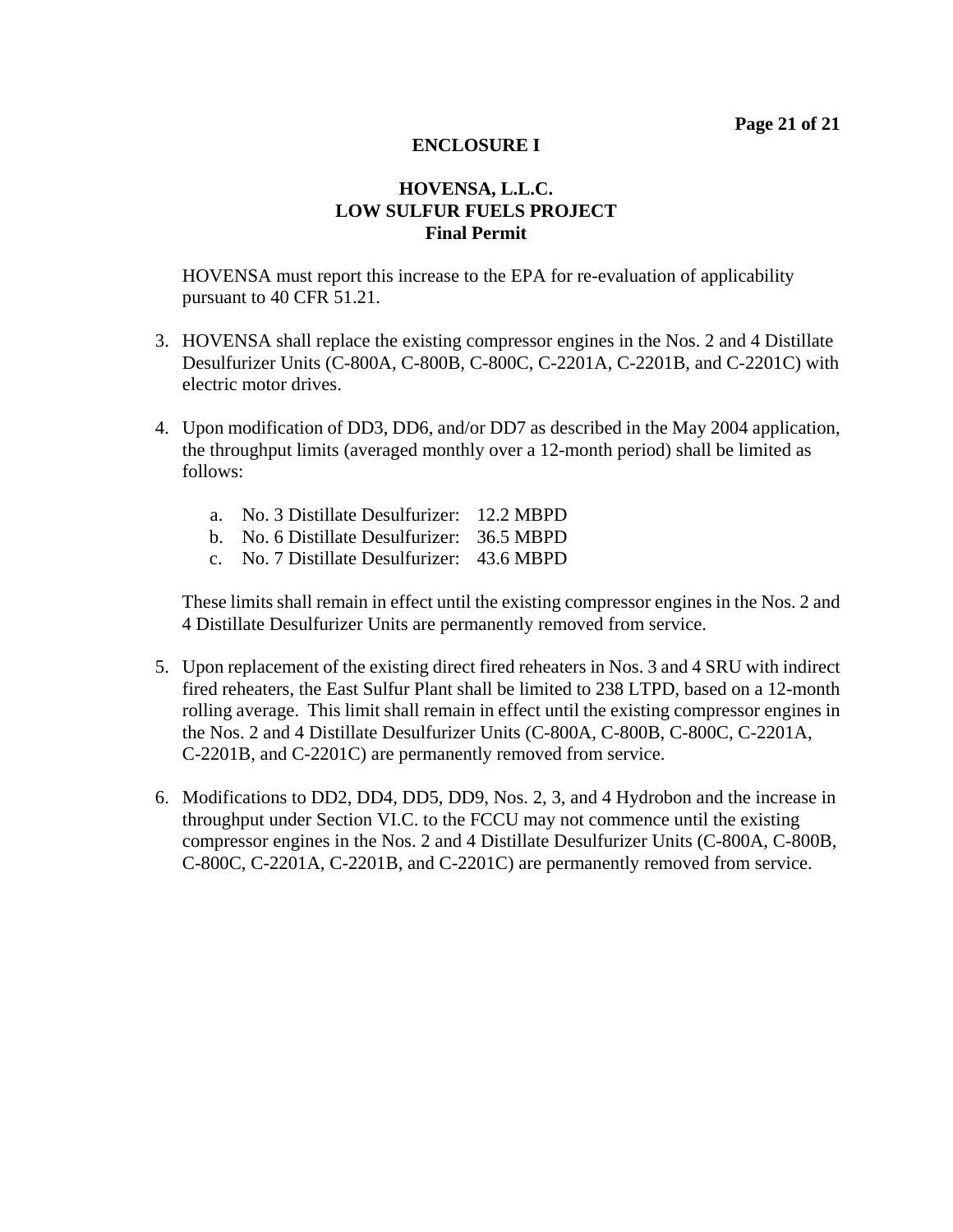**ENCLOSURE I**

**HOVENSA, L.L.C.**
**LOW SULFUR FUELS PROJECT**
**Final Permit**

HOVENSA must report this increase to the EPA for re-evaluation of applicability pursuant to 40 CFR 51.21.

3. HOVENSA shall replace the existing compressor engines in the Nos. 2 and 4 Distillate Desulfurizer Units (C-800A, C-800B, C-800C, C-2201A, C-2201B, and C-2201C) with electric motor drives.

4. Upon modification of DD3, DD6, and/or DD7 as described in the May 2004 application, the throughput limits (averaged monthly over a 12-month period) shall be limited as follows:

   a. No. 3 Distillate Desulfurizer: 12.2 MBPD
   b. No. 6 Distillate Desulfurizer: 36.5 MBPD
   c. No. 7 Distillate Desulfurizer: 43.6 MBPD

   These limits shall remain in effect until the existing compressor engines in the Nos. 2 and 4 Distillate Desulfurizer Units are permanently removed from service.

5. Upon replacement of the existing direct fired reheaters in Nos. 3 and 4 SRU with indirect fired reheaters, the East Sulfur Plant shall be limited to 238 LTPD, based on a 12-month rolling average. This limit shall remain in effect until the existing compressor engines in the Nos. 2 and 4 Distillate Desulfurizer Units (C-800A, C-800B, C-800C, C-2201A, C-2201B, and C-2201C) are permanently removed from service.

6. Modifications to DD2, DD4, DD5, DD9, Nos. 2, 3, and 4 Hydrobon and the increase in throughput under Section VI.C. to the FCCU may not commence until the existing compressor engines in the Nos. 2 and 4 Distillate Desulfurizer Units (C-800A, C-800B, C-800C, C-2201A, C-2201B, and C-2201C) are permanently removed from service.